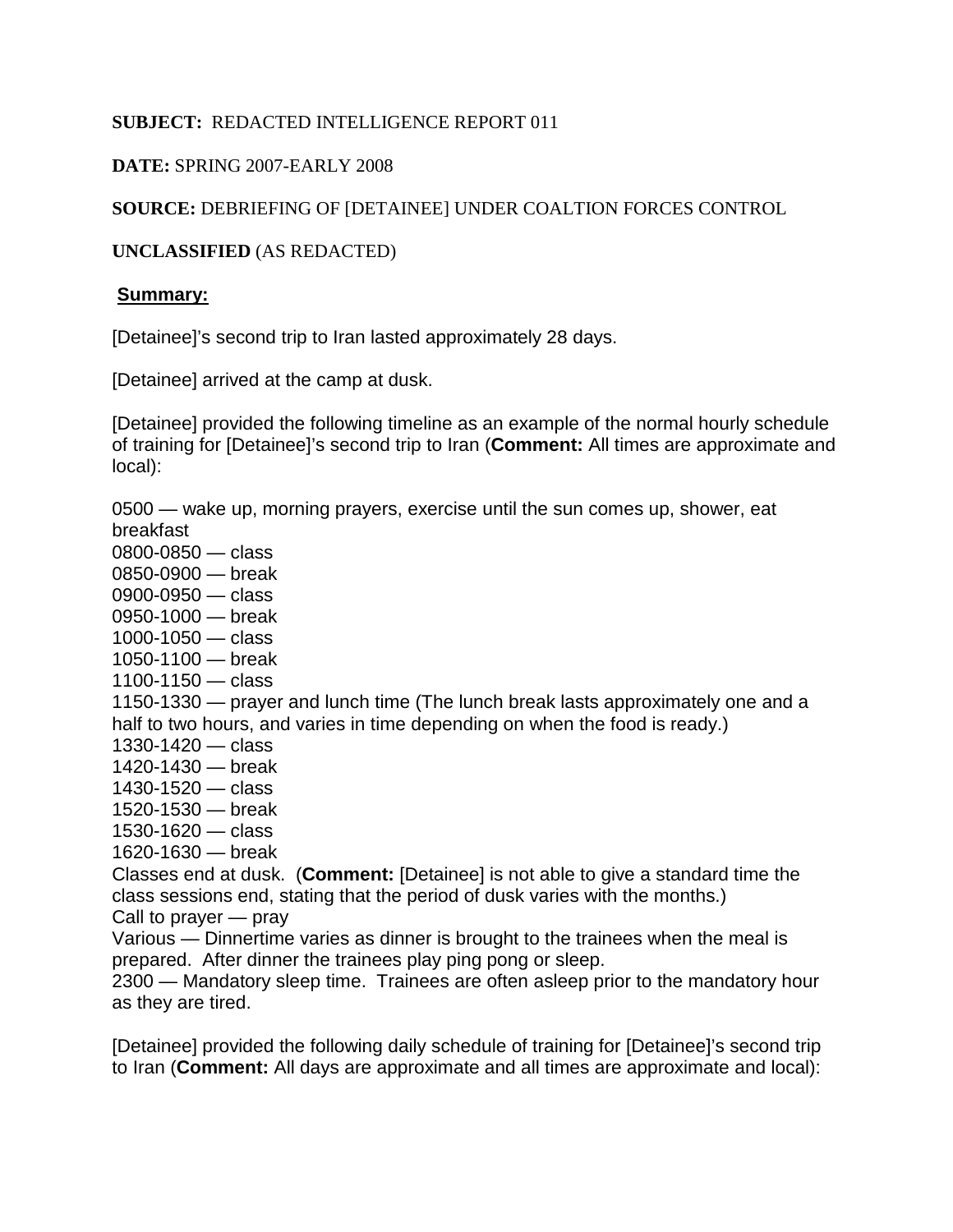**SUBJECT:** REDACTED INTELLIGENCE REPORT 011

**DATE:** SPRING 2007-EARLY 2008

**SOURCE:** DEBRIEFING OF [DETAINEE] UNDER COALTION FORCES CONTROL

**UNCLASSIFIED** (AS REDACTED)

**Summary:**

[Detainee]'s second trip to Iran lasted approximately 28 days.

[Detainee] arrived at the camp at dusk.

[Detainee] provided the following timeline as an example of the normal hourly schedule of training for [Detainee]'s second trip to Iran (**Comment:** All times are approximate and local):

0500 — wake up, morning prayers, exercise until the sun comes up, shower, eat breakfast  
0800-0850 — class  
0850-0900 — break  
0900-0950 — class  
0950-1000 — break  
1000-1050 — class  
1050-1100 — break  
1100-1150 — class  
1150-1330 — prayer and lunch time (The lunch break lasts approximately one and a half to two hours, and varies in time depending on when the food is ready.)  
1330-1420 — class  
1420-1430 — break  
1430-1520 — class  
1520-1530 — break  
1530-1620 — class  
1620-1630 — break  
Classes end at dusk. (**Comment:** [Detainee] is not able to give a standard time the class sessions end, stating that the period of dusk varies with the months.)  
Call to prayer — pray  
Various — Dinnertime varies as dinner is brought to the trainees when the meal is prepared. After dinner the trainees play ping pong or sleep.  
2300 — Mandatory sleep time. Trainees are often asleep prior to the mandatory hour as they are tired.

[Detainee] provided the following daily schedule of training for [Detainee]'s second trip to Iran (**Comment:** All days are approximate and all times are approximate and local):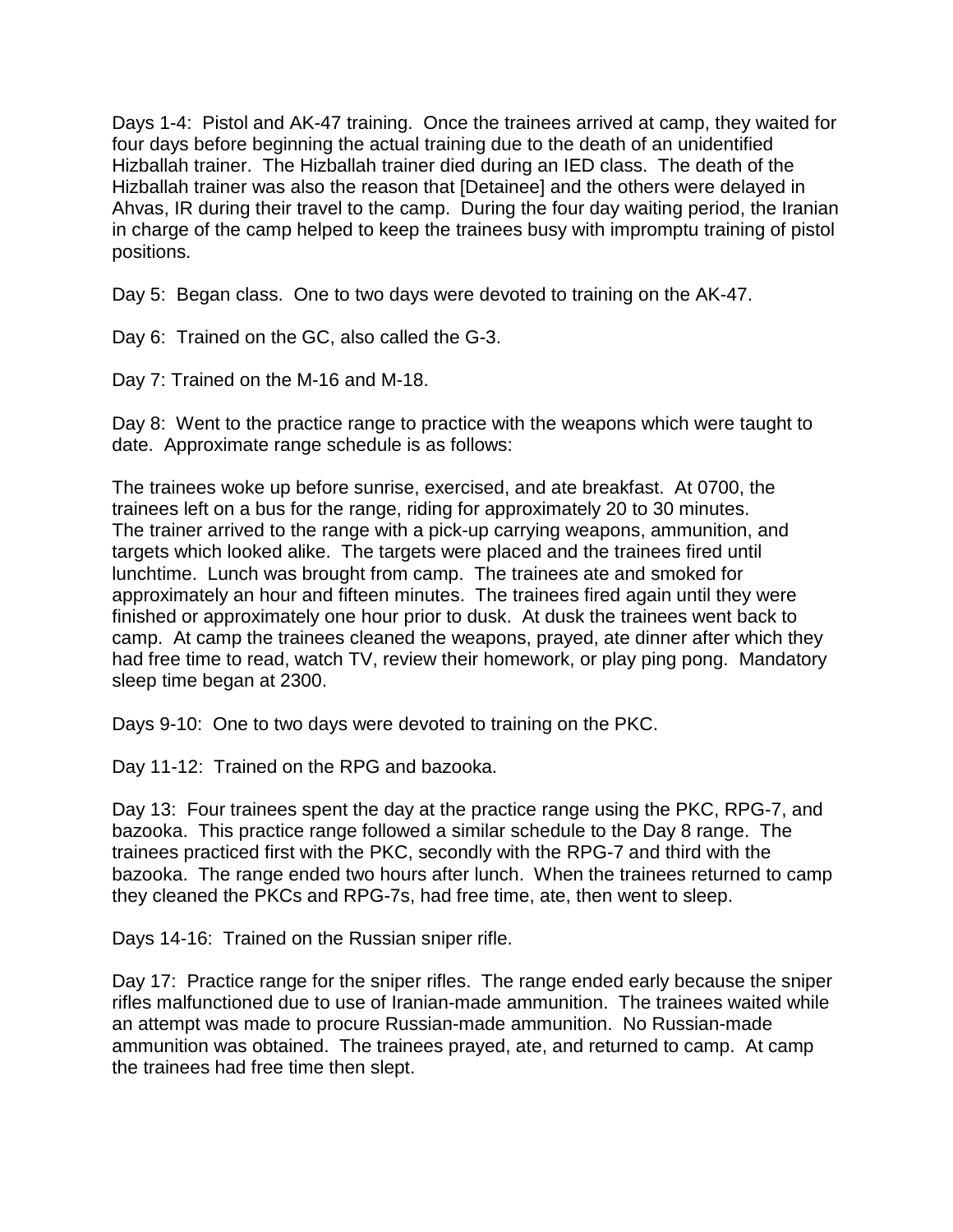Days 1-4: Pistol and AK-47 training. Once the trainees arrived at camp, they waited for four days before beginning the actual training due to the death of an unidentified Hizballah trainer. The Hizballah trainer died during an IED class. The death of the Hizballah trainer was also the reason that [Detainee] and the others were delayed in Ahvas, IR during their travel to the camp. During the four day waiting period, the Iranian in charge of the camp helped to keep the trainees busy with impromptu training of pistol positions.

Day 5: Began class. One to two days were devoted to training on the AK-47.

Day 6: Trained on the GC, also called the G-3.

Day 7: Trained on the M-16 and M-18.

Day 8: Went to the practice range to practice with the weapons which were taught to date. Approximate range schedule is as follows:

The trainees woke up before sunrise, exercised, and ate breakfast. At 0700, the trainees left on a bus for the range, riding for approximately 20 to 30 minutes. The trainer arrived to the range with a pick-up carrying weapons, ammunition, and targets which looked alike. The targets were placed and the trainees fired until lunchtime. Lunch was brought from camp. The trainees ate and smoked for approximately an hour and fifteen minutes. The trainees fired again until they were finished or approximately one hour prior to dusk. At dusk the trainees went back to camp. At camp the trainees cleaned the weapons, prayed, ate dinner after which they had free time to read, watch TV, review their homework, or play ping pong. Mandatory sleep time began at 2300.

Days 9-10: One to two days were devoted to training on the PKC.

Day 11-12: Trained on the RPG and bazooka.

Day 13: Four trainees spent the day at the practice range using the PKC, RPG-7, and bazooka. This practice range followed a similar schedule to the Day 8 range. The trainees practiced first with the PKC, secondly with the RPG-7 and third with the bazooka. The range ended two hours after lunch. When the trainees returned to camp they cleaned the PKCs and RPG-7s, had free time, ate, then went to sleep.

Days 14-16: Trained on the Russian sniper rifle.

Day 17: Practice range for the sniper rifles. The range ended early because the sniper rifles malfunctioned due to use of Iranian-made ammunition. The trainees waited while an attempt was made to procure Russian-made ammunition. No Russian-made ammunition was obtained. The trainees prayed, ate, and returned to camp. At camp the trainees had free time then slept.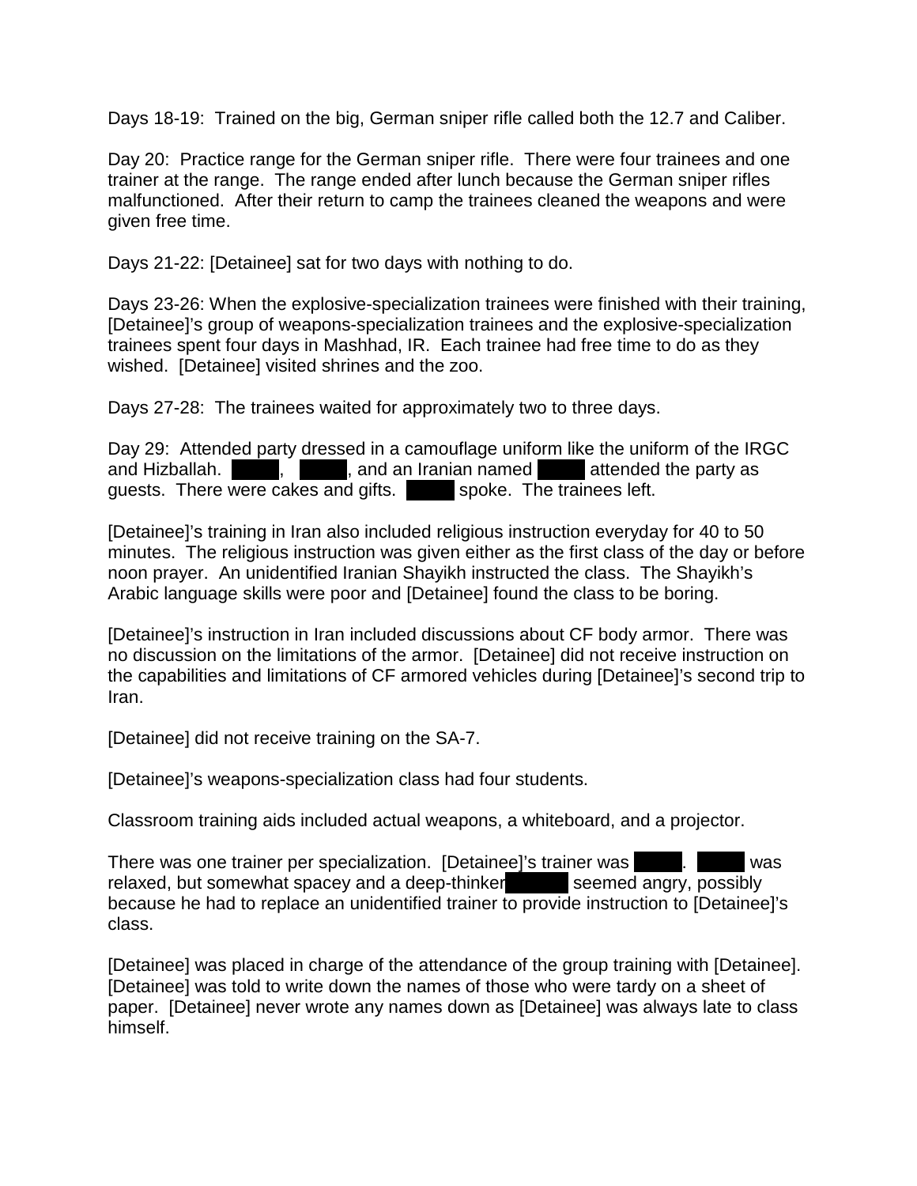Days 18-19: Trained on the big, German sniper rifle called both the 12.7 and Caliber.

Day 20: Practice range for the German sniper rifle. There were four trainees and one trainer at the range. The range ended after lunch because the German sniper rifles malfunctioned. After their return to camp the trainees cleaned the weapons and were given free time.

Days 21-22: [Detainee] sat for two days with nothing to do.

Days 23-26: When the explosive-specialization trainees were finished with their training, [Detainee]'s group of weapons-specialization trainees and the explosive-specialization trainees spent four days in Mashhad, IR. Each trainee had free time to do as they wished. [Detainee] visited shrines and the zoo.

Days 27-28: The trainees waited for approximately two to three days.

Day 29: Attended party dressed in a camouflage uniform like the uniform of the IRGC and Hizballah. ███, ███, and an Iranian named ███ attended the party as guests. There were cakes and gifts. ███ spoke. The trainees left.

[Detainee]'s training in Iran also included religious instruction everyday for 40 to 50 minutes. The religious instruction was given either as the first class of the day or before noon prayer. An unidentified Iranian Shayikh instructed the class. The Shayikh's Arabic language skills were poor and [Detainee] found the class to be boring.

[Detainee]'s instruction in Iran included discussions about CF body armor. There was no discussion on the limitations of the armor. [Detainee] did not receive instruction on the capabilities and limitations of CF armored vehicles during [Detainee]'s second trip to Iran.

[Detainee] did not receive training on the SA-7.

[Detainee]'s weapons-specialization class had four students.

Classroom training aids included actual weapons, a whiteboard, and a projector.

There was one trainer per specialization. [Detainee]'s trainer was ███. ███ was relaxed, but somewhat spacey and a deep-thinker ███ seemed angry, possibly because he had to replace an unidentified trainer to provide instruction to [Detainee]'s class.

[Detainee] was placed in charge of the attendance of the group training with [Detainee]. [Detainee] was told to write down the names of those who were tardy on a sheet of paper. [Detainee] never wrote any names down as [Detainee] was always late to class himself.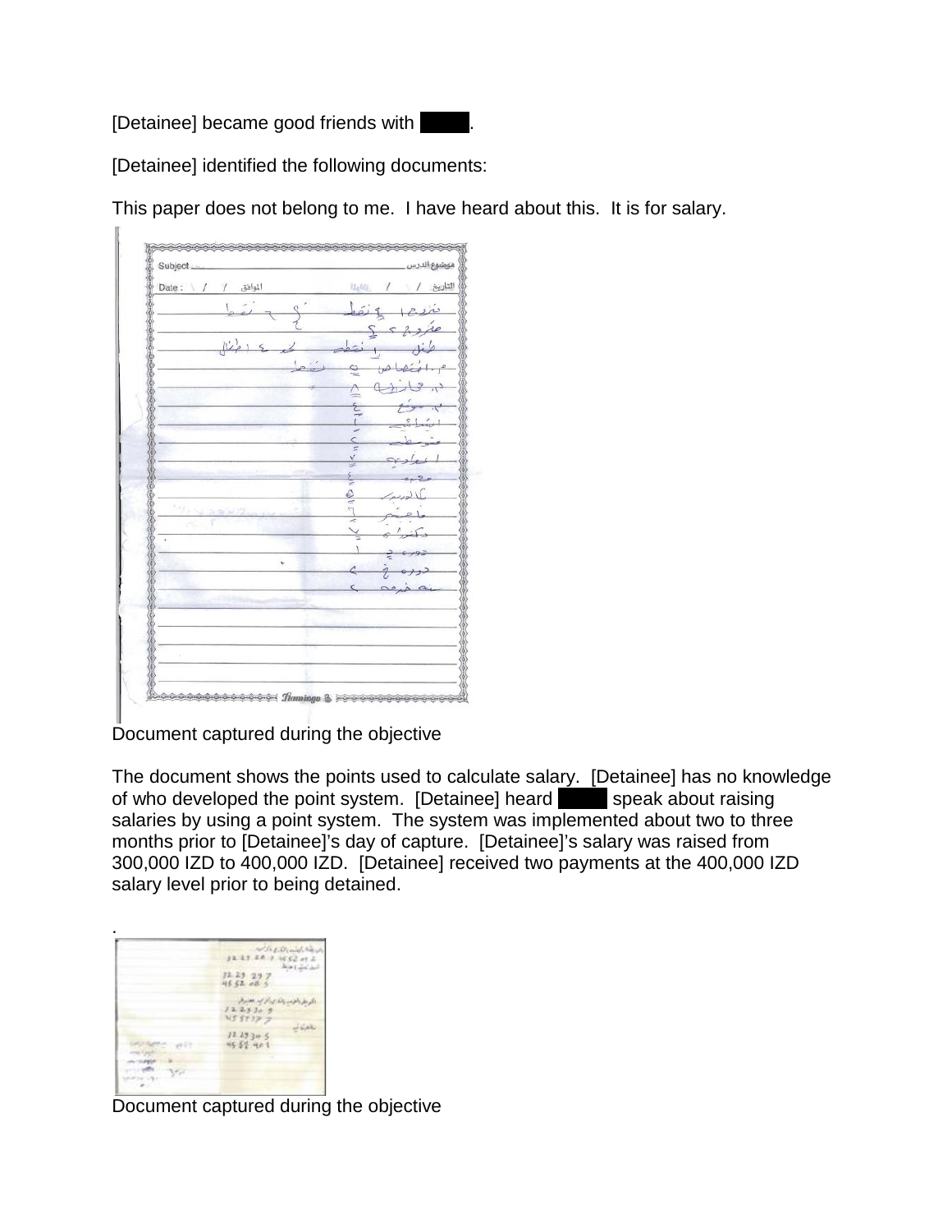[Detainee] became good friends with ██████.

[Detainee] identified the following documents:

This paper does not belong to me. I have heard about this. It is for salary.

Document captured during the objective

The document shows the points used to calculate salary. [Detainee] has no knowledge of who developed the point system. [Detainee] heard ██████ speak about raising salaries by using a point system. The system was implemented about two to three months prior to [Detainee]'s day of capture. [Detainee]'s salary was raised from 300,000 IZD to 400,000 IZD. [Detainee] received two payments at the 400,000 IZD salary level prior to being detained.

.

Document captured during the objective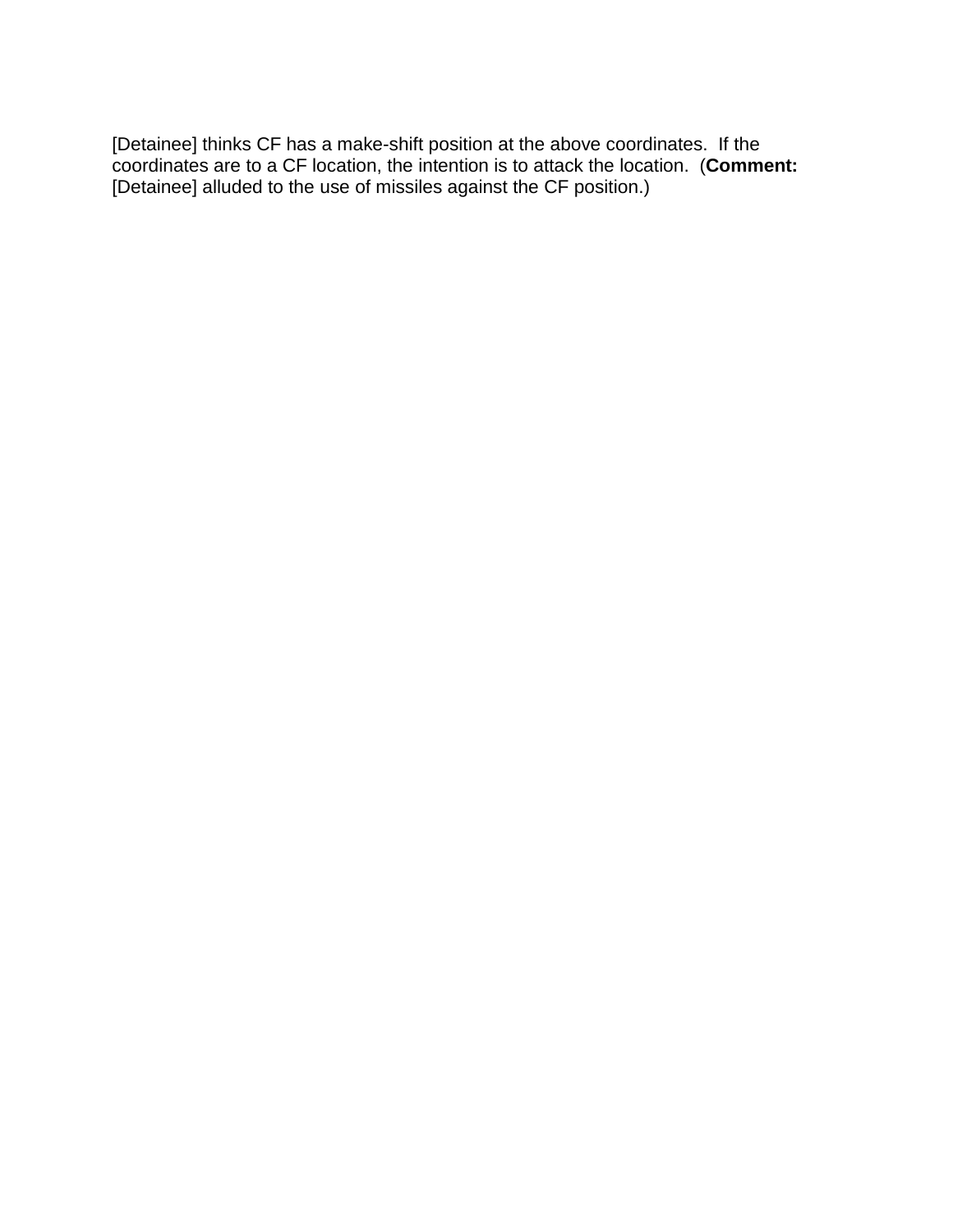[Detainee] thinks CF has a make-shift position at the above coordinates. If the coordinates are to a CF location, the intention is to attack the location. (**Comment:** [Detainee] alluded to the use of missiles against the CF position.)